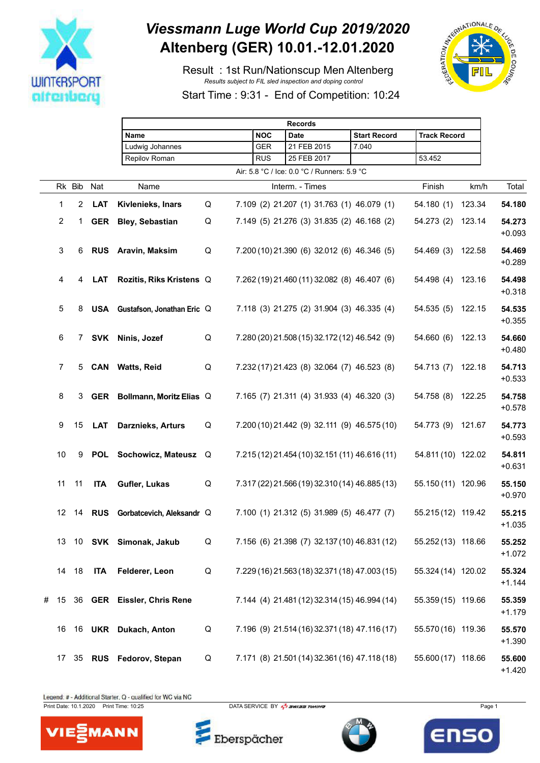# Viessmann Luge World Cup 2019/2020
# Altenberg (GER) 10.01.-12.01.2020

Result : 1st Run/Nationscup Men Altenberg

*Results subject to FIL sled inspection and doping control*

Start Time : 9:31 - End of Competition: 10:24

| Records | | | | |
|---|---|---|---|---|
| Name | NOC | Date | Start Record | Track Record |
| Ludwig Johannes | GER | 21 FEB 2015 | 7.040 | |
| Repilov Roman | RUS | 25 FEB 2017 | | 53.452 |

Air: 5.8 °C / Ice: 0.0 °C / Runners: 5.9 °C

| | Rk | Bib | Nat | Name | | Interm. - Times | | | | Finish | km/h | Total |
|---|---|---|---|---|---|---|---|---|---|---|---|---|
| | 1 | 2 | LAT | **Kivlenieks, Inars** | Q | 7.109 (2) | 21.207 (1) | 31.763 (1) | 46.079 (1) | 54.180 (1) | 123.34 | **54.180** |
| | 2 | 1 | GER | **Bley, Sebastian** | Q | 7.149 (5) | 21.276 (3) | 31.835 (2) | 46.168 (2) | 54.273 (2) | 123.14 | **54.273** +0.093 |
| | 3 | 6 | RUS | **Aravin, Maksim** | Q | 7.200 (10) | 21.390 (6) | 32.012 (6) | 46.346 (5) | 54.469 (3) | 122.58 | **54.469** +0.289 |
| | 4 | 4 | LAT | **Rozitis, Riks Kristens** | Q | 7.262 (19) | 21.460 (11) | 32.082 (8) | 46.407 (6) | 54.498 (4) | 123.16 | **54.498** +0.318 |
| | 5 | 8 | USA | **Gustafson, Jonathan Eric** | Q | 7.118 (3) | 21.275 (2) | 31.904 (3) | 46.335 (4) | 54.535 (5) | 122.15 | **54.535** +0.355 |
| | 6 | 7 | SVK | **Ninis, Jozef** | Q | 7.280 (20) | 21.508 (15) | 32.172 (12) | 46.542 (9) | 54.660 (6) | 122.13 | **54.660** +0.480 |
| | 7 | 5 | CAN | **Watts, Reid** | Q | 7.232 (17) | 21.423 (8) | 32.064 (7) | 46.523 (8) | 54.713 (7) | 122.18 | **54.713** +0.533 |
| | 8 | 3 | GER | **Bollmann, Moritz Elias** | Q | 7.165 (7) | 21.311 (4) | 31.933 (4) | 46.320 (3) | 54.758 (8) | 122.25 | **54.758** +0.578 |
| | 9 | 15 | LAT | **Darznieks, Arturs** | Q | 7.200 (10) | 21.442 (9) | 32.111 (9) | 46.575 (10) | 54.773 (9) | 121.67 | **54.773** +0.593 |
| | 10 | 9 | POL | **Sochowicz, Mateusz** | Q | 7.215 (12) | 21.454 (10) | 32.151 (11) | 46.616 (11) | 54.811 (10) | 122.02 | **54.811** +0.631 |
| | 11 | 11 | ITA | **Gufler, Lukas** | Q | 7.317 (22) | 21.566 (19) | 32.310 (14) | 46.885 (13) | 55.150 (11) | 120.96 | **55.150** +0.970 |
| | 12 | 14 | RUS | **Gorbatcevich, Aleksandr** | Q | 7.100 (1) | 21.312 (5) | 31.989 (5) | 46.477 (7) | 55.215 (12) | 119.42 | **55.215** +1.035 |
| | 13 | 10 | SVK | **Simonak, Jakub** | Q | 7.156 (6) | 21.398 (7) | 32.137 (10) | 46.831 (12) | 55.252 (13) | 118.66 | **55.252** +1.072 |
| | 14 | 18 | ITA | **Felderer, Leon** | Q | 7.229 (16) | 21.563 (18) | 32.371 (18) | 47.003 (15) | 55.324 (14) | 120.02 | **55.324** +1.144 |
| # | 15 | 36 | GER | **Eissler, Chris Rene** | | 7.144 (4) | 21.481 (12) | 32.314 (15) | 46.994 (14) | 55.359 (15) | 119.66 | **55.359** +1.179 |
| | 16 | 16 | UKR | **Dukach, Anton** | Q | 7.196 (9) | 21.514 (16) | 32.371 (18) | 47.116 (17) | 55.570 (16) | 119.36 | **55.570** +1.390 |
| | 17 | 35 | RUS | **Fedorov, Stepan** | Q | 7.171 (8) | 21.501 (14) | 32.361 (16) | 47.118 (18) | 55.600 (17) | 118.66 | **55.600** +1.420 |

Legend: # - Additional Starter, Q - qualified for WC via NC

Print Date: 10.1.2020 Print Time: 10:25 DATA SERVICE BY SWISS TIMING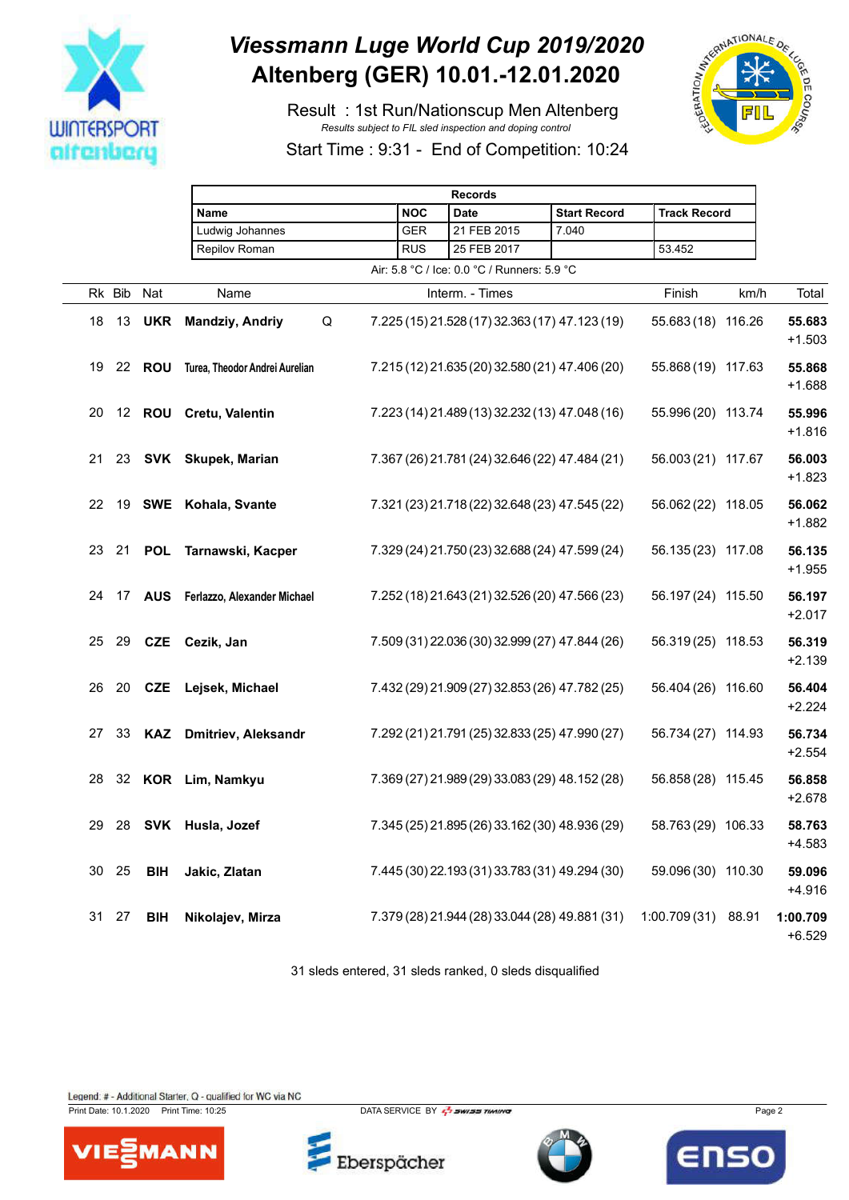# *Viessmann Luge World Cup 2019/2020*
# Altenberg (GER) 10.01.-12.01.2020

Result : 1st Run/Nationscup Men Altenberg

*Results subject to FIL sled inspection and doping control*

Start Time : 9:31 - End of Competition: 10:24

| Records | | | | |
|---|---|---|---|---|
| **Name** | **NOC** | **Date** | **Start Record** | **Track Record** |
| Ludwig Johannes | GER | 21 FEB 2015 | 7.040 | |
| Repilov Roman | RUS | 25 FEB 2017 | | 53.452 |

Air: 5.8 °C / Ice: 0.0 °C / Runners: 5.9 °C

| Rk | Bib | Nat | Name | | Interm. - Times | Finish | km/h | Total |
|---|---|---|---|---|---|---|---|---|
| 18 | 13 | **UKR** | **Mandziy, Andriy** | Q | 7.225 (15) 21.528 (17) 32.363 (17) 47.123 (19) | 55.683 (18) | 116.26 | **55.683** +1.503 |
| 19 | 22 | **ROU** | **Turea, Theodor Andrei Aurelian** | | 7.215 (12) 21.635 (20) 32.580 (21) 47.406 (20) | 55.868 (19) | 117.63 | **55.868** +1.688 |
| 20 | 12 | **ROU** | **Cretu, Valentin** | | 7.223 (14) 21.489 (13) 32.232 (13) 47.048 (16) | 55.996 (20) | 113.74 | **55.996** +1.816 |
| 21 | 23 | **SVK** | **Skupek, Marian** | | 7.367 (26) 21.781 (24) 32.646 (22) 47.484 (21) | 56.003 (21) | 117.67 | **56.003** +1.823 |
| 22 | 19 | **SWE** | **Kohala, Svante** | | 7.321 (23) 21.718 (22) 32.648 (23) 47.545 (22) | 56.062 (22) | 118.05 | **56.062** +1.882 |
| 23 | 21 | **POL** | **Tarnawski, Kacper** | | 7.329 (24) 21.750 (23) 32.688 (24) 47.599 (24) | 56.135 (23) | 117.08 | **56.135** +1.955 |
| 24 | 17 | **AUS** | **Ferlazzo, Alexander Michael** | | 7.252 (18) 21.643 (21) 32.526 (20) 47.566 (23) | 56.197 (24) | 115.50 | **56.197** +2.017 |
| 25 | 29 | **CZE** | **Cezik, Jan** | | 7.509 (31) 22.036 (30) 32.999 (27) 47.844 (26) | 56.319 (25) | 118.53 | **56.319** +2.139 |
| 26 | 20 | **CZE** | **Lejsek, Michael** | | 7.432 (29) 21.909 (27) 32.853 (26) 47.782 (25) | 56.404 (26) | 116.60 | **56.404** +2.224 |
| 27 | 33 | **KAZ** | **Dmitriev, Aleksandr** | | 7.292 (21) 21.791 (25) 32.833 (25) 47.990 (27) | 56.734 (27) | 114.93 | **56.734** +2.554 |
| 28 | 32 | **KOR** | **Lim, Namkyu** | | 7.369 (27) 21.989 (29) 33.083 (29) 48.152 (28) | 56.858 (28) | 115.45 | **56.858** +2.678 |
| 29 | 28 | **SVK** | **Husla, Jozef** | | 7.345 (25) 21.895 (26) 33.162 (30) 48.936 (29) | 58.763 (29) | 106.33 | **58.763** +4.583 |
| 30 | 25 | **BIH** | **Jakic, Zlatan** | | 7.445 (30) 22.193 (31) 33.783 (31) 49.294 (30) | 59.096 (30) | 110.30 | **59.096** +4.916 |
| 31 | 27 | **BIH** | **Nikolajev, Mirza** | | 7.379 (28) 21.944 (28) 33.044 (28) 49.881 (31) | 1:00.709 (31) | 88.91 | **1:00.709** +6.529 |

31 sleds entered, 31 sleds ranked, 0 sleds disqualified

Legend: # - Additional Starter, Q - qualified for WC via NC

Print Date: 10.1.2020 Print Time: 10:25 DATA SERVICE BY SWISS TIMING